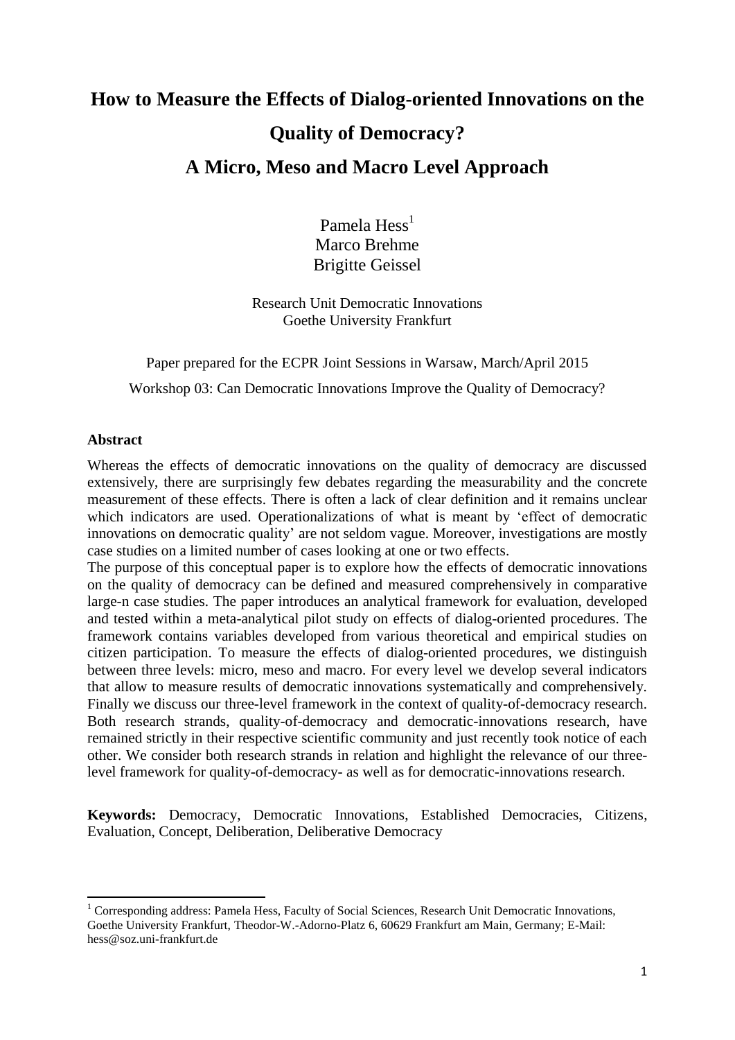# How to Measure the Effects of Dialog-oriented Innovations on the Quality of Democracy?

# A Micro, Meso and Macro Level Approach

Pamela Hess[1]
Marco Brehme
Brigitte Geissel

Research Unit Democratic Innovations
Goethe University Frankfurt

Paper prepared for the ECPR Joint Sessions in Warsaw, March/April 2015

Workshop 03: Can Democratic Innovations Improve the Quality of Democracy?

**Abstract**

Whereas the effects of democratic innovations on the quality of democracy are discussed extensively, there are surprisingly few debates regarding the measurability and the concrete measurement of these effects. There is often a lack of clear definition and it remains unclear which indicators are used. Operationalizations of what is meant by 'effect of democratic innovations on democratic quality' are not seldom vague. Moreover, investigations are mostly case studies on a limited number of cases looking at one or two effects.

The purpose of this conceptual paper is to explore how the effects of democratic innovations on the quality of democracy can be defined and measured comprehensively in comparative large-n case studies. The paper introduces an analytical framework for evaluation, developed and tested within a meta-analytical pilot study on effects of dialog-oriented procedures. The framework contains variables developed from various theoretical and empirical studies on citizen participation. To measure the effects of dialog-oriented procedures, we distinguish between three levels: micro, meso and macro. For every level we develop several indicators that allow to measure results of democratic innovations systematically and comprehensively. Finally we discuss our three-level framework in the context of quality-of-democracy research. Both research strands, quality-of-democracy and democratic-innovations research, have remained strictly in their respective scientific community and just recently took notice of each other. We consider both research strands in relation and highlight the relevance of our three-level framework for quality-of-democracy- as well as for democratic-innovations research.

**Keywords:** Democracy, Democratic Innovations, Established Democracies, Citizens, Evaluation, Concept, Deliberation, Deliberative Democracy

[1] Corresponding address: Pamela Hess, Faculty of Social Sciences, Research Unit Democratic Innovations, Goethe University Frankfurt, Theodor-W.-Adorno-Platz 6, 60629 Frankfurt am Main, Germany; E-Mail: hess@soz.uni-frankfurt.de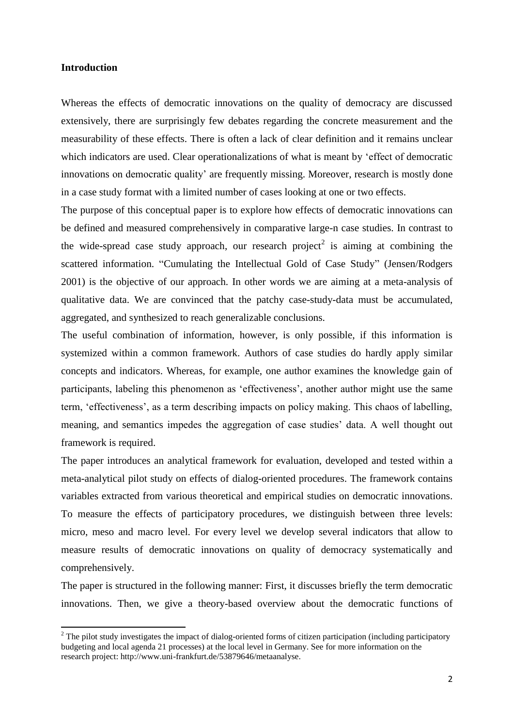**Introduction**

Whereas the effects of democratic innovations on the quality of democracy are discussed extensively, there are surprisingly few debates regarding the concrete measurement and the measurability of these effects. There is often a lack of clear definition and it remains unclear which indicators are used. Clear operationalizations of what is meant by 'effect of democratic innovations on democratic quality' are frequently missing. Moreover, research is mostly done in a case study format with a limited number of cases looking at one or two effects.

The purpose of this conceptual paper is to explore how effects of democratic innovations can be defined and measured comprehensively in comparative large-n case studies. In contrast to the wide-spread case study approach, our research project[2] is aiming at combining the scattered information. "Cumulating the Intellectual Gold of Case Study" (Jensen/Rodgers 2001) is the objective of our approach. In other words we are aiming at a meta-analysis of qualitative data. We are convinced that the patchy case-study-data must be accumulated, aggregated, and synthesized to reach generalizable conclusions.

The useful combination of information, however, is only possible, if this information is systemized within a common framework. Authors of case studies do hardly apply similar concepts and indicators. Whereas, for example, one author examines the knowledge gain of participants, labeling this phenomenon as 'effectiveness', another author might use the same term, 'effectiveness', as a term describing impacts on policy making. This chaos of labelling, meaning, and semantics impedes the aggregation of case studies' data. A well thought out framework is required.

The paper introduces an analytical framework for evaluation, developed and tested within a meta-analytical pilot study on effects of dialog-oriented procedures. The framework contains variables extracted from various theoretical and empirical studies on democratic innovations. To measure the effects of participatory procedures, we distinguish between three levels: micro, meso and macro level. For every level we develop several indicators that allow to measure results of democratic innovations on quality of democracy systematically and comprehensively.

The paper is structured in the following manner: First, it discusses briefly the term democratic innovations. Then, we give a theory-based overview about the democratic functions of

[2] The pilot study investigates the impact of dialog-oriented forms of citizen participation (including participatory budgeting and local agenda 21 processes) at the local level in Germany. See for more information on the research project: http://www.uni-frankfurt.de/53879646/metaanalyse.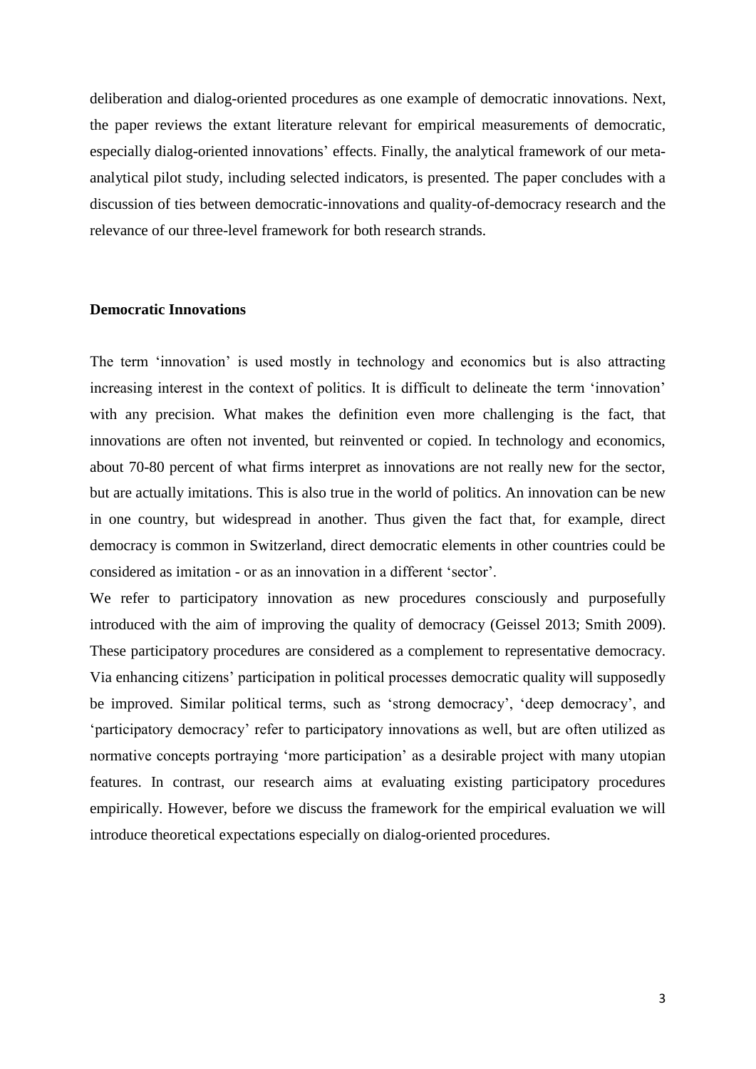deliberation and dialog-oriented procedures as one example of democratic innovations. Next, the paper reviews the extant literature relevant for empirical measurements of democratic, especially dialog-oriented innovations' effects. Finally, the analytical framework of our meta-analytical pilot study, including selected indicators, is presented. The paper concludes with a discussion of ties between democratic-innovations and quality-of-democracy research and the relevance of our three-level framework for both research strands.

## Democratic Innovations

The term 'innovation' is used mostly in technology and economics but is also attracting increasing interest in the context of politics. It is difficult to delineate the term 'innovation' with any precision. What makes the definition even more challenging is the fact, that innovations are often not invented, but reinvented or copied. In technology and economics, about 70-80 percent of what firms interpret as innovations are not really new for the sector, but are actually imitations. This is also true in the world of politics. An innovation can be new in one country, but widespread in another. Thus given the fact that, for example, direct democracy is common in Switzerland, direct democratic elements in other countries could be considered as imitation - or as an innovation in a different 'sector'.

We refer to participatory innovation as new procedures consciously and purposefully introduced with the aim of improving the quality of democracy (Geissel 2013; Smith 2009). These participatory procedures are considered as a complement to representative democracy. Via enhancing citizens' participation in political processes democratic quality will supposedly be improved. Similar political terms, such as 'strong democracy', 'deep democracy', and 'participatory democracy' refer to participatory innovations as well, but are often utilized as normative concepts portraying 'more participation' as a desirable project with many utopian features. In contrast, our research aims at evaluating existing participatory procedures empirically. However, before we discuss the framework for the empirical evaluation we will introduce theoretical expectations especially on dialog-oriented procedures.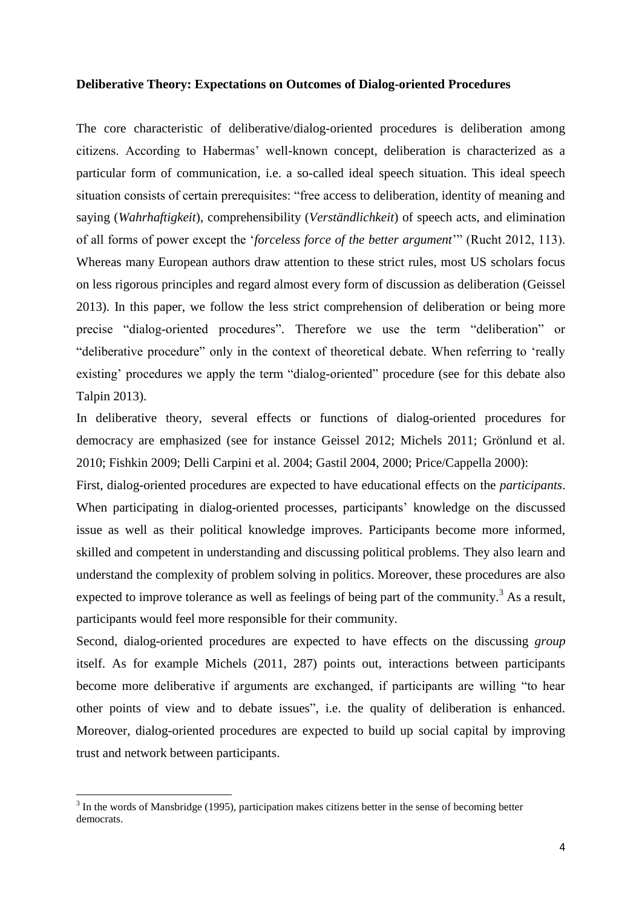**Deliberative Theory: Expectations on Outcomes of Dialog-oriented Procedures**

The core characteristic of deliberative/dialog-oriented procedures is deliberation among citizens. According to Habermas' well-known concept, deliberation is characterized as a particular form of communication, i.e. a so-called ideal speech situation. This ideal speech situation consists of certain prerequisites: "free access to deliberation, identity of meaning and saying (*Wahrhaftigkeit*), comprehensibility (*Verständlichkeit*) of speech acts, and elimination of all forms of power except the '*forceless force of the better argument*'" (Rucht 2012, 113). Whereas many European authors draw attention to these strict rules, most US scholars focus on less rigorous principles and regard almost every form of discussion as deliberation (Geissel 2013). In this paper, we follow the less strict comprehension of deliberation or being more precise "dialog-oriented procedures". Therefore we use the term "deliberation" or "deliberative procedure" only in the context of theoretical debate. When referring to 'really existing' procedures we apply the term "dialog-oriented" procedure (see for this debate also Talpin 2013).

In deliberative theory, several effects or functions of dialog-oriented procedures for democracy are emphasized (see for instance Geissel 2012; Michels 2011; Grönlund et al. 2010; Fishkin 2009; Delli Carpini et al. 2004; Gastil 2004, 2000; Price/Cappella 2000):

First, dialog-oriented procedures are expected to have educational effects on the *participants*. When participating in dialog-oriented processes, participants' knowledge on the discussed issue as well as their political knowledge improves. Participants become more informed, skilled and competent in understanding and discussing political problems. They also learn and understand the complexity of problem solving in politics. Moreover, these procedures are also expected to improve tolerance as well as feelings of being part of the community.[3] As a result, participants would feel more responsible for their community.

Second, dialog-oriented procedures are expected to have effects on the discussing *group* itself. As for example Michels (2011, 287) points out, interactions between participants become more deliberative if arguments are exchanged, if participants are willing "to hear other points of view and to debate issues", i.e. the quality of deliberation is enhanced. Moreover, dialog-oriented procedures are expected to build up social capital by improving trust and network between participants.

[3] In the words of Mansbridge (1995), participation makes citizens better in the sense of becoming better democrats.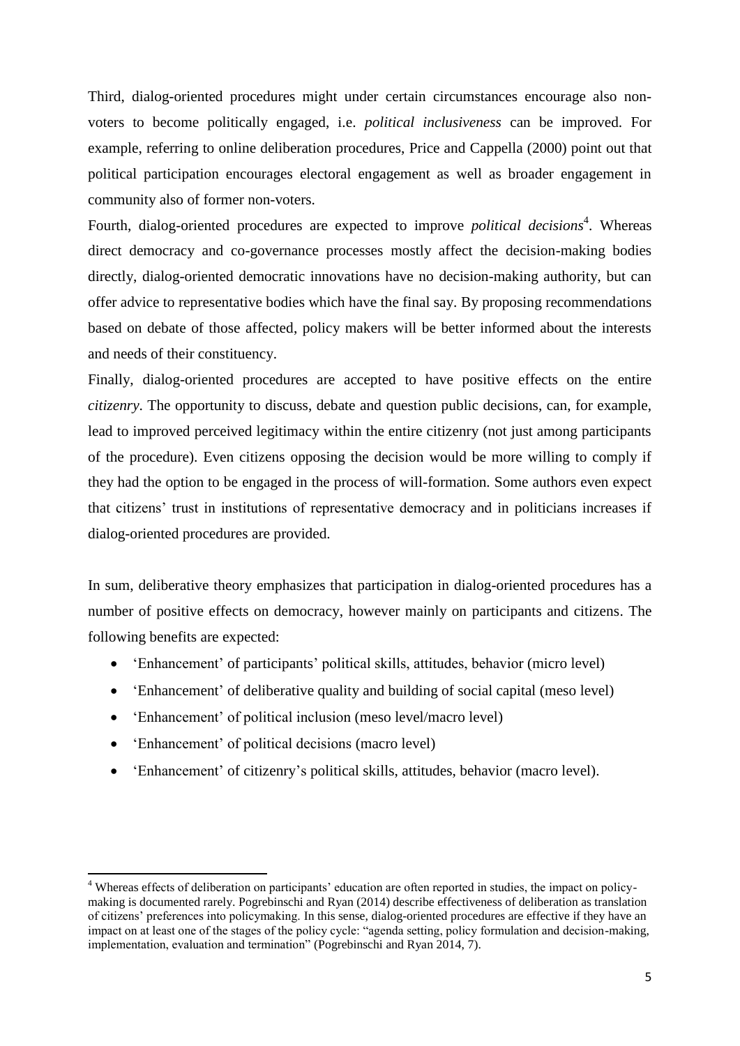Third, dialog-oriented procedures might under certain circumstances encourage also non-voters to become politically engaged, i.e. *political inclusiveness* can be improved. For example, referring to online deliberation procedures, Price and Cappella (2000) point out that political participation encourages electoral engagement as well as broader engagement in community also of former non-voters.

Fourth, dialog-oriented procedures are expected to improve *political decisions*[4]. Whereas direct democracy and co-governance processes mostly affect the decision-making bodies directly, dialog-oriented democratic innovations have no decision-making authority, but can offer advice to representative bodies which have the final say. By proposing recommendations based on debate of those affected, policy makers will be better informed about the interests and needs of their constituency.

Finally, dialog-oriented procedures are accepted to have positive effects on the entire *citizenry*. The opportunity to discuss, debate and question public decisions, can, for example, lead to improved perceived legitimacy within the entire citizenry (not just among participants of the procedure). Even citizens opposing the decision would be more willing to comply if they had the option to be engaged in the process of will-formation. Some authors even expect that citizens' trust in institutions of representative democracy and in politicians increases if dialog-oriented procedures are provided.

In sum, deliberative theory emphasizes that participation in dialog-oriented procedures has a number of positive effects on democracy, however mainly on participants and citizens. The following benefits are expected:

- 'Enhancement' of participants' political skills, attitudes, behavior (micro level)
- 'Enhancement' of deliberative quality and building of social capital (meso level)
- 'Enhancement' of political inclusion (meso level/macro level)
- 'Enhancement' of political decisions (macro level)
- 'Enhancement' of citizenry's political skills, attitudes, behavior (macro level).

[4] Whereas effects of deliberation on participants' education are often reported in studies, the impact on policy-making is documented rarely. Pogrebinschi and Ryan (2014) describe effectiveness of deliberation as translation of citizens' preferences into policymaking. In this sense, dialog-oriented procedures are effective if they have an impact on at least one of the stages of the policy cycle: "agenda setting, policy formulation and decision-making, implementation, evaluation and termination" (Pogrebinschi and Ryan 2014, 7).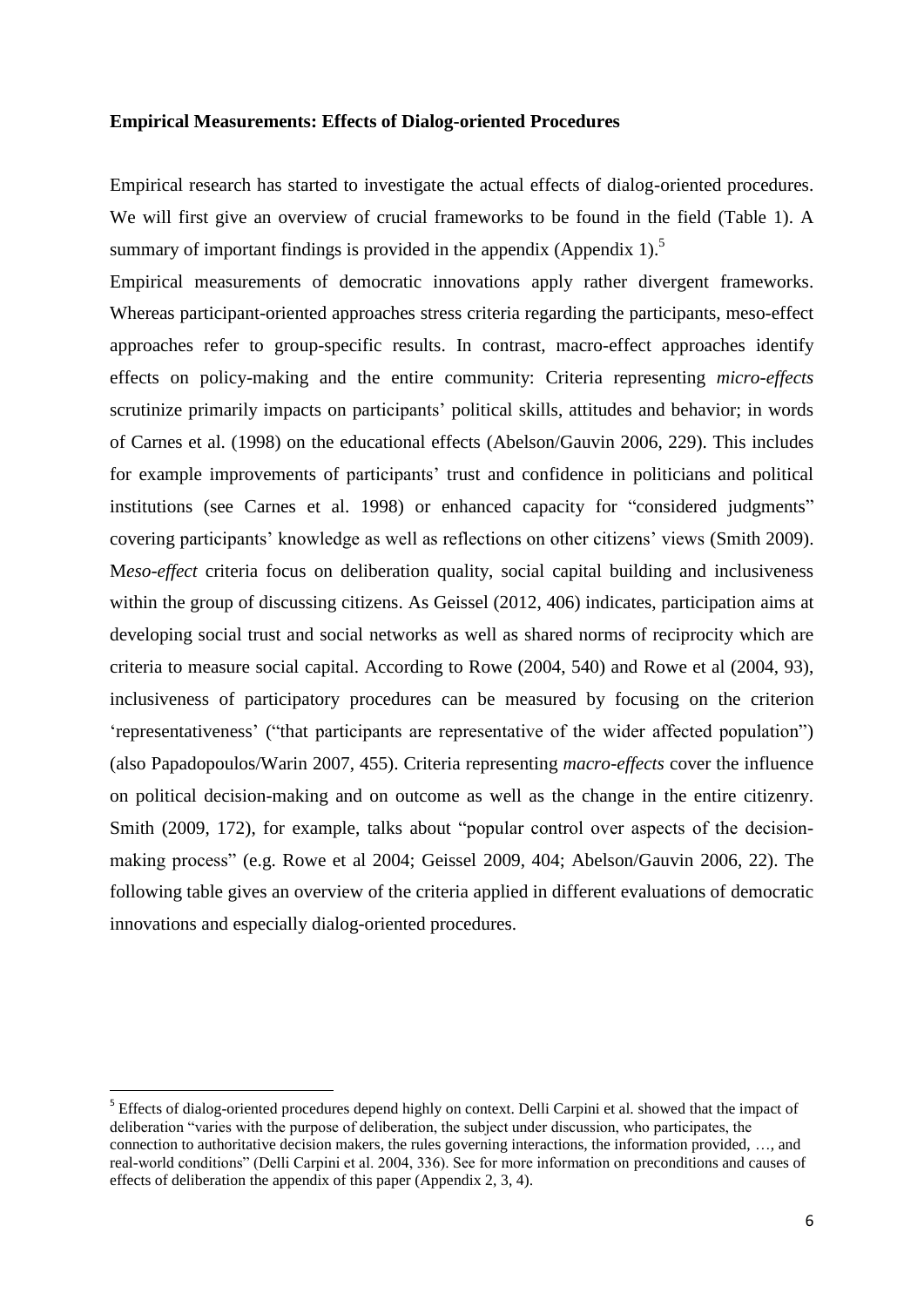**Empirical Measurements: Effects of Dialog-oriented Procedures**

Empirical research has started to investigate the actual effects of dialog-oriented procedures. We will first give an overview of crucial frameworks to be found in the field (Table 1). A summary of important findings is provided in the appendix (Appendix 1).[5]

Empirical measurements of democratic innovations apply rather divergent frameworks. Whereas participant-oriented approaches stress criteria regarding the participants, meso-effect approaches refer to group-specific results. In contrast, macro-effect approaches identify effects on policy-making and the entire community: Criteria representing *micro-effects* scrutinize primarily impacts on participants' political skills, attitudes and behavior; in words of Carnes et al. (1998) on the educational effects (Abelson/Gauvin 2006, 229). This includes for example improvements of participants' trust and confidence in politicians and political institutions (see Carnes et al. 1998) or enhanced capacity for "considered judgments" covering participants' knowledge as well as reflections on other citizens' views (Smith 2009). M*eso-effect* criteria focus on deliberation quality, social capital building and inclusiveness within the group of discussing citizens. As Geissel (2012, 406) indicates, participation aims at developing social trust and social networks as well as shared norms of reciprocity which are criteria to measure social capital. According to Rowe (2004, 540) and Rowe et al (2004, 93), inclusiveness of participatory procedures can be measured by focusing on the criterion 'representativeness' ("that participants are representative of the wider affected population") (also Papadopoulos/Warin 2007, 455). Criteria representing *macro-effects* cover the influence on political decision-making and on outcome as well as the change in the entire citizenry. Smith (2009, 172), for example, talks about "popular control over aspects of the decision-making process" (e.g. Rowe et al 2004; Geissel 2009, 404; Abelson/Gauvin 2006, 22). The following table gives an overview of the criteria applied in different evaluations of democratic innovations and especially dialog-oriented procedures.

---

[5] Effects of dialog-oriented procedures depend highly on context. Delli Carpini et al. showed that the impact of deliberation "varies with the purpose of deliberation, the subject under discussion, who participates, the connection to authoritative decision makers, the rules governing interactions, the information provided, …, and real-world conditions" (Delli Carpini et al. 2004, 336). See for more information on preconditions and causes of effects of deliberation the appendix of this paper (Appendix 2, 3, 4).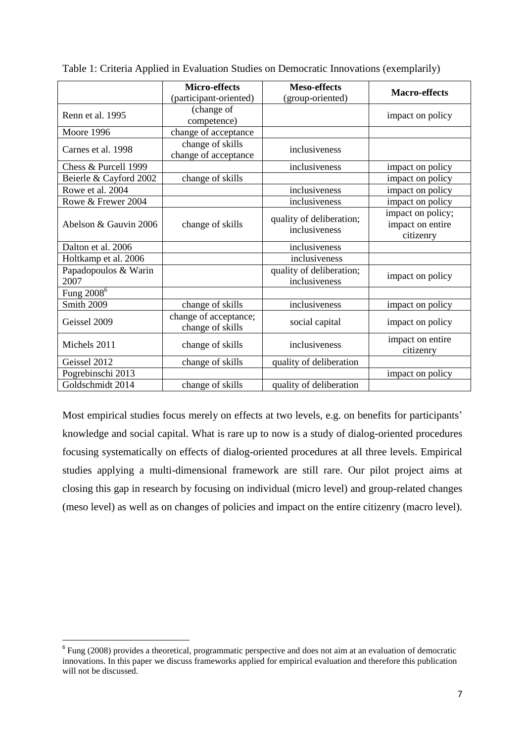Table 1: Criteria Applied in Evaluation Studies on Democratic Innovations (exemplarily)

| | **Micro-effects** (participant-oriented) | **Meso-effects** (group-oriented) | **Macro-effects** |
|---|---|---|---|
| Renn et al. 1995 | (change of competence) | | impact on policy |
| Moore 1996 | change of acceptance | | |
| Carnes et al. 1998 | change of skills change of acceptance | inclusiveness | |
| Chess & Purcell 1999 | | inclusiveness | impact on policy |
| Beierle & Cayford 2002 | change of skills | | impact on policy |
| Rowe et al. 2004 | | inclusiveness | impact on policy |
| Rowe & Frewer 2004 | | inclusiveness | impact on policy |
| Abelson & Gauvin 2006 | change of skills | quality of deliberation; inclusiveness | impact on policy; impact on entire citizenry |
| Dalton et al. 2006 | | inclusiveness | |
| Holtkamp et al. 2006 | | inclusiveness | |
| Papadopoulos & Warin 2007 | | quality of deliberation; inclusiveness | impact on policy |
| Fung 2008[6] | | | |
| Smith 2009 | change of skills | inclusiveness | impact on policy |
| Geissel 2009 | change of acceptance; change of skills | social capital | impact on policy |
| Michels 2011 | change of skills | inclusiveness | impact on entire citizenry |
| Geissel 2012 | change of skills | quality of deliberation | |
| Pogrebinschi 2013 | | | impact on policy |
| Goldschmidt 2014 | change of skills | quality of deliberation | |

Most empirical studies focus merely on effects at two levels, e.g. on benefits for participants' knowledge and social capital. What is rare up to now is a study of dialog-oriented procedures focusing systematically on effects of dialog-oriented procedures at all three levels. Empirical studies applying a multi-dimensional framework are still rare. Our pilot project aims at closing this gap in research by focusing on individual (micro level) and group-related changes (meso level) as well as on changes of policies and impact on the entire citizenry (macro level).

[6] Fung (2008) provides a theoretical, programmatic perspective and does not aim at an evaluation of democratic innovations. In this paper we discuss frameworks applied for empirical evaluation and therefore this publication will not be discussed.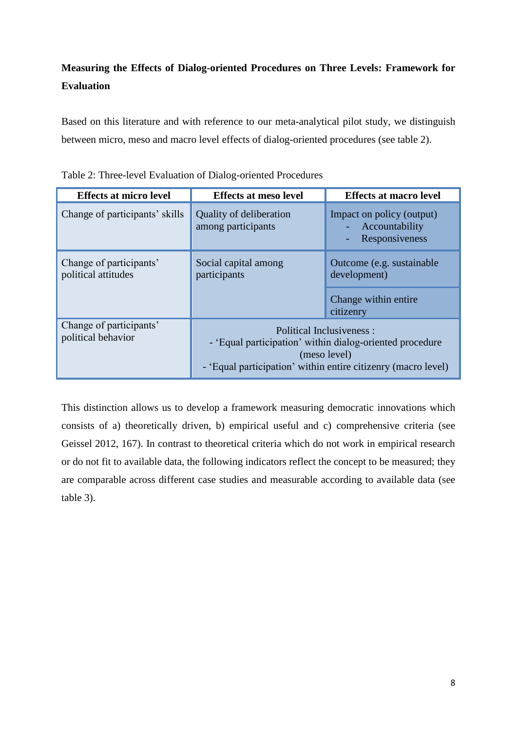**Measuring the Effects of Dialog-oriented Procedures on Three Levels: Framework for Evaluation**

Based on this literature and with reference to our meta-analytical pilot study, we distinguish between micro, meso and macro level effects of dialog-oriented procedures (see table 2).

Table 2: Three-level Evaluation of Dialog-oriented Procedures

| Effects at micro level | Effects at meso level | Effects at macro level |
|---|---|---|
| Change of participants' skills | Quality of deliberation among participants | Impact on policy (output)<br>- Accountability<br>- Responsiveness |
| Change of participants' political attitudes | Social capital among participants | Outcome (e.g. sustainable development) |
| | | Change within entire citizenry |
| Change of participants' political behavior | Political Inclusiveness :<br>- 'Equal participation' within dialog-oriented procedure (meso level)<br>- 'Equal participation' within entire citizenry (macro level) | |

This distinction allows us to develop a framework measuring democratic innovations which consists of a) theoretically driven, b) empirical useful and c) comprehensive criteria (see Geissel 2012, 167). In contrast to theoretical criteria which do not work in empirical research or do not fit to available data, the following indicators reflect the concept to be measured; they are comparable across different case studies and measurable according to available data (see table 3).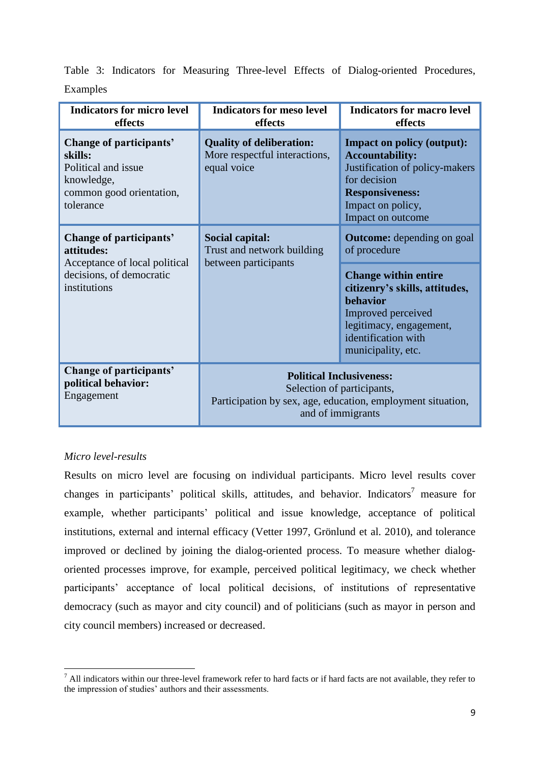Table 3: Indicators for Measuring Three-level Effects of Dialog-oriented Procedures, Examples

| Indicators for micro level effects | Indicators for meso level effects | Indicators for macro level effects |
|---|---|---|
| **Change of participants' skills:** Political and issue knowledge, common good orientation, tolerance | **Quality of deliberation:** More respectful interactions, equal voice | **Impact on policy (output):** **Accountability:** Justification of policy-makers for decision **Responsiveness:** Impact on policy, Impact on outcome |
| **Change of participants' attitudes:** Acceptance of local political decisions, of democratic institutions | **Social capital:** Trust and network building between participants | **Outcome:** depending on goal of procedure<br>**Change within entire citizenry's skills, attitudes, behavior** Improved perceived legitimacy, engagement, identification with municipality, etc. |
| **Change of participants' political behavior:** Engagement | **Political Inclusiveness:** Selection of participants, Participation by sex, age, education, employment situation, and of immigrants | |

*Micro level-results*

Results on micro level are focusing on individual participants. Micro level results cover changes in participants' political skills, attitudes, and behavior. Indicators[7] measure for example, whether participants' political and issue knowledge, acceptance of political institutions, external and internal efficacy (Vetter 1997, Grönlund et al. 2010), and tolerance improved or declined by joining the dialog-oriented process. To measure whether dialog-oriented processes improve, for example, perceived political legitimacy, we check whether participants' acceptance of local political decisions, of institutions of representative democracy (such as mayor and city council) and of politicians (such as mayor in person and city council members) increased or decreased.

[7] All indicators within our three-level framework refer to hard facts or if hard facts are not available, they refer to the impression of studies' authors and their assessments.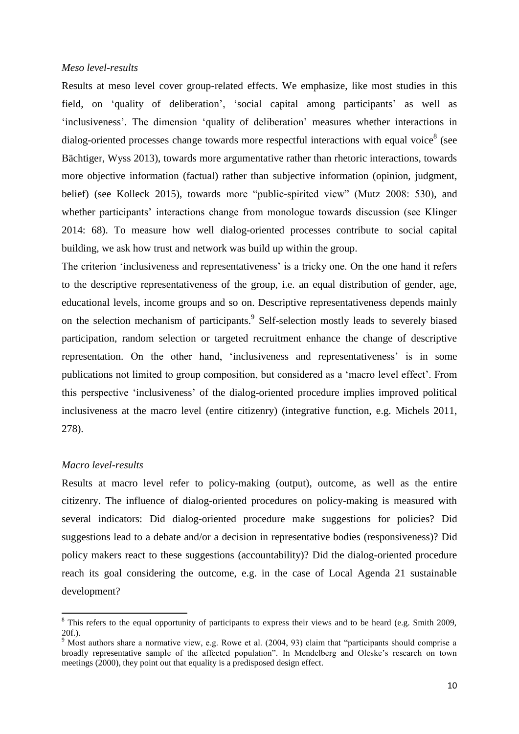*Meso level-results*

Results at meso level cover group-related effects. We emphasize, like most studies in this field, on 'quality of deliberation', 'social capital among participants' as well as 'inclusiveness'. The dimension 'quality of deliberation' measures whether interactions in dialog-oriented processes change towards more respectful interactions with equal voice[8] (see Bächtiger, Wyss 2013), towards more argumentative rather than rhetoric interactions, towards more objective information (factual) rather than subjective information (opinion, judgment, belief) (see Kolleck 2015), towards more "public-spirited view" (Mutz 2008: 530), and whether participants' interactions change from monologue towards discussion (see Klinger 2014: 68). To measure how well dialog-oriented processes contribute to social capital building, we ask how trust and network was build up within the group.

The criterion 'inclusiveness and representativeness' is a tricky one. On the one hand it refers to the descriptive representativeness of the group, i.e. an equal distribution of gender, age, educational levels, income groups and so on. Descriptive representativeness depends mainly on the selection mechanism of participants.[9] Self-selection mostly leads to severely biased participation, random selection or targeted recruitment enhance the change of descriptive representation. On the other hand, 'inclusiveness and representativeness' is in some publications not limited to group composition, but considered as a 'macro level effect'. From this perspective 'inclusiveness' of the dialog-oriented procedure implies improved political inclusiveness at the macro level (entire citizenry) (integrative function, e.g. Michels 2011, 278).

*Macro level-results*

Results at macro level refer to policy-making (output), outcome, as well as the entire citizenry. The influence of dialog-oriented procedures on policy-making is measured with several indicators: Did dialog-oriented procedure make suggestions for policies? Did suggestions lead to a debate and/or a decision in representative bodies (responsiveness)? Did policy makers react to these suggestions (accountability)? Did the dialog-oriented procedure reach its goal considering the outcome, e.g. in the case of Local Agenda 21 sustainable development?

---

[8] This refers to the equal opportunity of participants to express their views and to be heard (e.g. Smith 2009, 20f.).

[9] Most authors share a normative view, e.g. Rowe et al. (2004, 93) claim that "participants should comprise a broadly representative sample of the affected population". In Mendelberg and Oleske's research on town meetings (2000), they point out that equality is a predisposed design effect.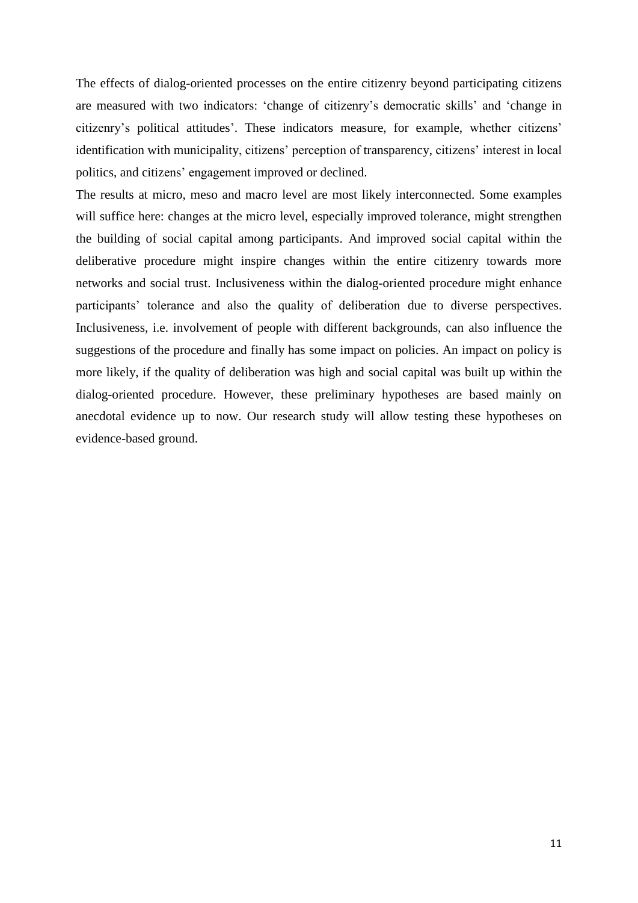The effects of dialog-oriented processes on the entire citizenry beyond participating citizens are measured with two indicators: 'change of citizenry's democratic skills' and 'change in citizenry's political attitudes'. These indicators measure, for example, whether citizens' identification with municipality, citizens' perception of transparency, citizens' interest in local politics, and citizens' engagement improved or declined.

The results at micro, meso and macro level are most likely interconnected. Some examples will suffice here: changes at the micro level, especially improved tolerance, might strengthen the building of social capital among participants. And improved social capital within the deliberative procedure might inspire changes within the entire citizenry towards more networks and social trust. Inclusiveness within the dialog-oriented procedure might enhance participants' tolerance and also the quality of deliberation due to diverse perspectives. Inclusiveness, i.e. involvement of people with different backgrounds, can also influence the suggestions of the procedure and finally has some impact on policies. An impact on policy is more likely, if the quality of deliberation was high and social capital was built up within the dialog-oriented procedure. However, these preliminary hypotheses are based mainly on anecdotal evidence up to now. Our research study will allow testing these hypotheses on evidence-based ground.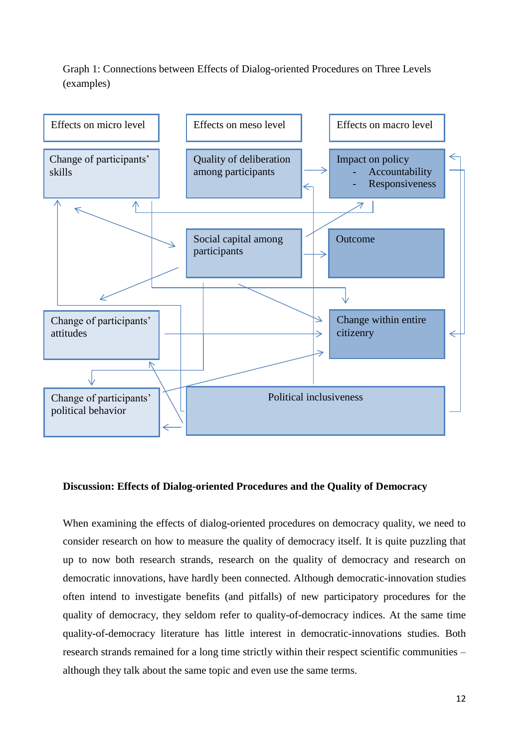Graph 1: Connections between Effects of Dialog-oriented Procedures on Three Levels (examples)

| Effects on micro level | Effects on meso level | Effects on macro level |
|---|---|---|
| Change of participants' skills | Quality of deliberation among participants | Impact on policy<br>- Accountability<br>- Responsiveness |
| | Social capital among participants | Outcome |
| Change of participants' attitudes | | Change within entire citizenry |
| Change of participants' political behavior | Political inclusiveness | |

**Discussion: Effects of Dialog-oriented Procedures and the Quality of Democracy**

When examining the effects of dialog-oriented procedures on democracy quality, we need to consider research on how to measure the quality of democracy itself. It is quite puzzling that up to now both research strands, research on the quality of democracy and research on democratic innovations, have hardly been connected. Although democratic-innovation studies often intend to investigate benefits (and pitfalls) of new participatory procedures for the quality of democracy, they seldom refer to quality-of-democracy indices. At the same time quality-of-democracy literature has little interest in democratic-innovations studies. Both research strands remained for a long time strictly within their respect scientific communities – although they talk about the same topic and even use the same terms.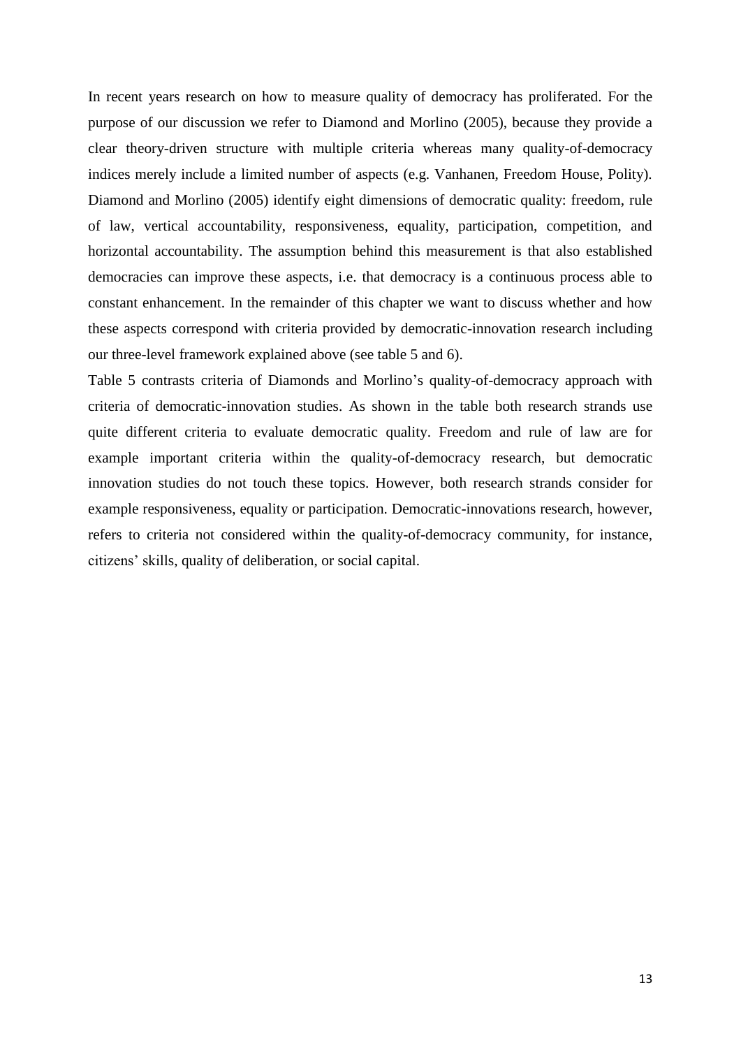In recent years research on how to measure quality of democracy has proliferated. For the purpose of our discussion we refer to Diamond and Morlino (2005), because they provide a clear theory-driven structure with multiple criteria whereas many quality-of-democracy indices merely include a limited number of aspects (e.g. Vanhanen, Freedom House, Polity). Diamond and Morlino (2005) identify eight dimensions of democratic quality: freedom, rule of law, vertical accountability, responsiveness, equality, participation, competition, and horizontal accountability. The assumption behind this measurement is that also established democracies can improve these aspects, i.e. that democracy is a continuous process able to constant enhancement. In the remainder of this chapter we want to discuss whether and how these aspects correspond with criteria provided by democratic-innovation research including our three-level framework explained above (see table 5 and 6).

Table 5 contrasts criteria of Diamonds and Morlino's quality-of-democracy approach with criteria of democratic-innovation studies. As shown in the table both research strands use quite different criteria to evaluate democratic quality. Freedom and rule of law are for example important criteria within the quality-of-democracy research, but democratic innovation studies do not touch these topics. However, both research strands consider for example responsiveness, equality or participation. Democratic-innovations research, however, refers to criteria not considered within the quality-of-democracy community, for instance, citizens' skills, quality of deliberation, or social capital.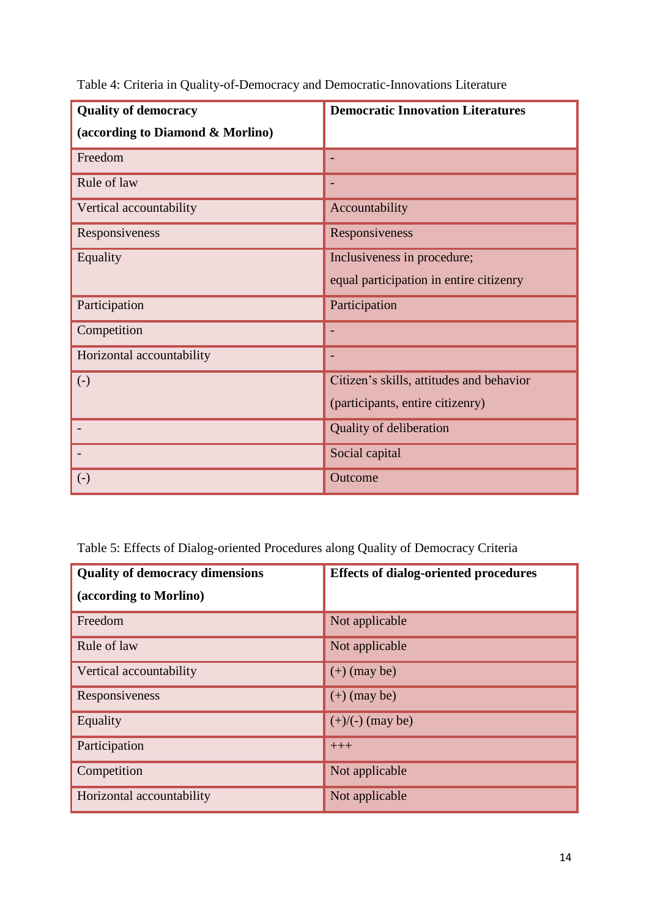Table 4: Criteria in Quality-of-Democracy and Democratic-Innovations Literature

| **Quality of democracy (according to Diamond & Morlino)** | **Democratic Innovation Literatures** |
|---|---|
| Freedom | - |
| Rule of law | - |
| Vertical accountability | Accountability |
| Responsiveness | Responsiveness |
| Equality | Inclusiveness in procedure; equal participation in entire citizenry |
| Participation | Participation |
| Competition | - |
| Horizontal accountability | - |
| (-) | Citizen's skills, attitudes and behavior (participants, entire citizenry) |
| - | Quality of deliberation |
| - | Social capital |
| (-) | Outcome |

Table 5: Effects of Dialog-oriented Procedures along Quality of Democracy Criteria

| **Quality of democracy dimensions (according to Morlino)** | **Effects of dialog-oriented procedures** |
|---|---|
| Freedom | Not applicable |
| Rule of law | Not applicable |
| Vertical accountability | (+) (may be) |
| Responsiveness | (+) (may be) |
| Equality | (+)/(-) (may be) |
| Participation | +++ |
| Competition | Not applicable |
| Horizontal accountability | Not applicable |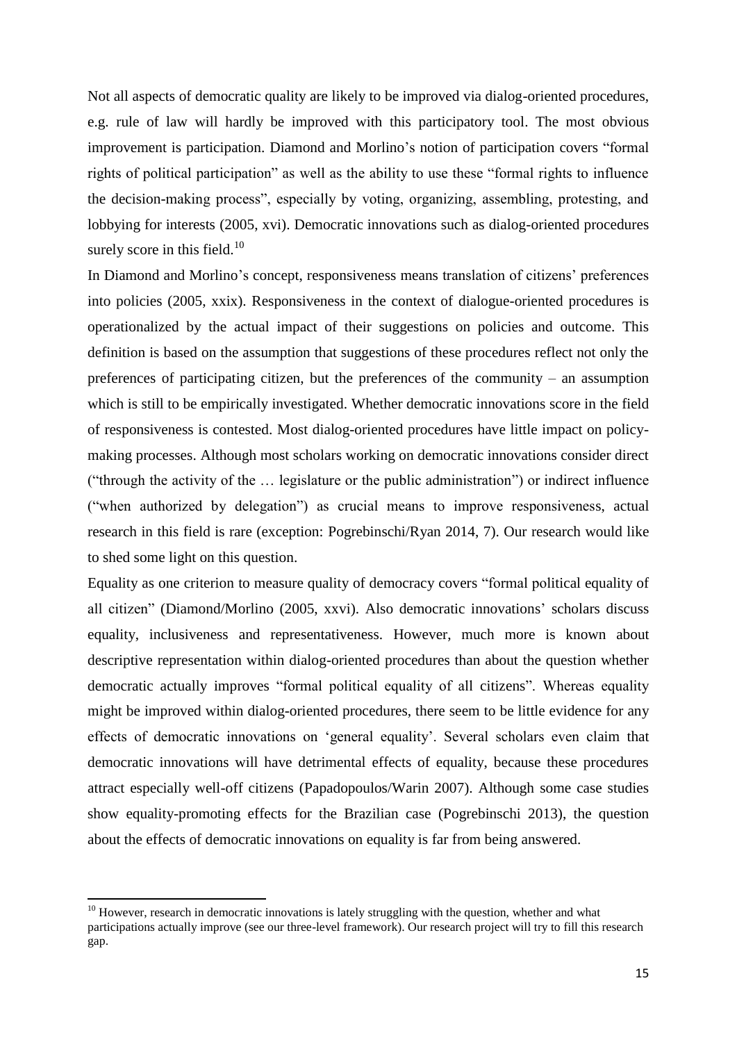Not all aspects of democratic quality are likely to be improved via dialog-oriented procedures, e.g. rule of law will hardly be improved with this participatory tool. The most obvious improvement is participation. Diamond and Morlino's notion of participation covers "formal rights of political participation" as well as the ability to use these "formal rights to influence the decision-making process", especially by voting, organizing, assembling, protesting, and lobbying for interests (2005, xvi). Democratic innovations such as dialog-oriented procedures surely score in this field.[10]

In Diamond and Morlino's concept, responsiveness means translation of citizens' preferences into policies (2005, xxix). Responsiveness in the context of dialogue-oriented procedures is operationalized by the actual impact of their suggestions on policies and outcome. This definition is based on the assumption that suggestions of these procedures reflect not only the preferences of participating citizen, but the preferences of the community – an assumption which is still to be empirically investigated. Whether democratic innovations score in the field of responsiveness is contested. Most dialog-oriented procedures have little impact on policy-making processes. Although most scholars working on democratic innovations consider direct ("through the activity of the … legislature or the public administration") or indirect influence ("when authorized by delegation") as crucial means to improve responsiveness, actual research in this field is rare (exception: Pogrebinschi/Ryan 2014, 7). Our research would like to shed some light on this question.

Equality as one criterion to measure quality of democracy covers "formal political equality of all citizen" (Diamond/Morlino (2005, xxvi). Also democratic innovations' scholars discuss equality, inclusiveness and representativeness. However, much more is known about descriptive representation within dialog-oriented procedures than about the question whether democratic actually improves "formal political equality of all citizens". Whereas equality might be improved within dialog-oriented procedures, there seem to be little evidence for any effects of democratic innovations on 'general equality'. Several scholars even claim that democratic innovations will have detrimental effects of equality, because these procedures attract especially well-off citizens (Papadopoulos/Warin 2007). Although some case studies show equality-promoting effects for the Brazilian case (Pogrebinschi 2013), the question about the effects of democratic innovations on equality is far from being answered.

---

[10] However, research in democratic innovations is lately struggling with the question, whether and what participations actually improve (see our three-level framework). Our research project will try to fill this research gap.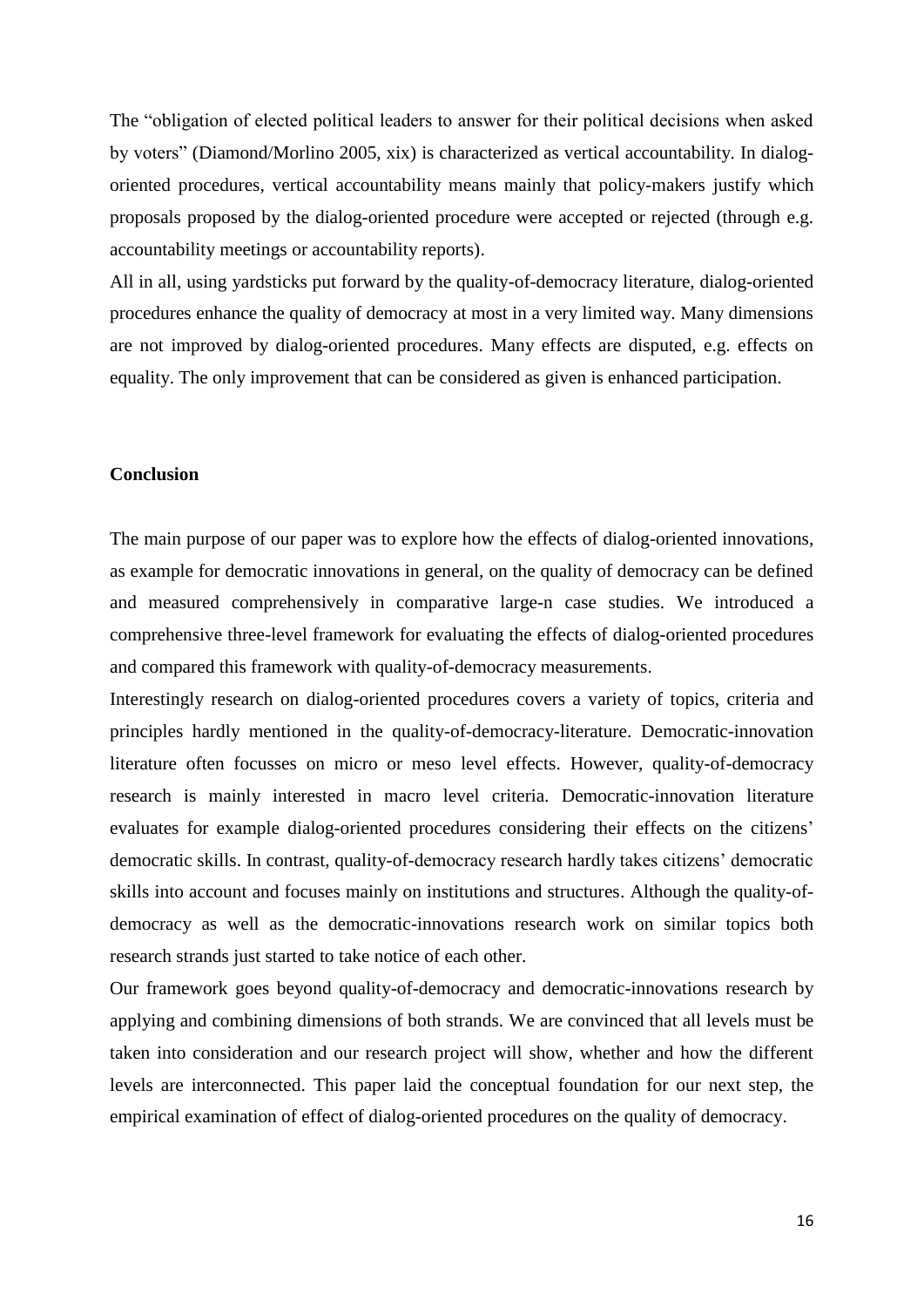The "obligation of elected political leaders to answer for their political decisions when asked by voters" (Diamond/Morlino 2005, xix) is characterized as vertical accountability. In dialog-oriented procedures, vertical accountability means mainly that policy-makers justify which proposals proposed by the dialog-oriented procedure were accepted or rejected (through e.g. accountability meetings or accountability reports).

All in all, using yardsticks put forward by the quality-of-democracy literature, dialog-oriented procedures enhance the quality of democracy at most in a very limited way. Many dimensions are not improved by dialog-oriented procedures. Many effects are disputed, e.g. effects on equality. The only improvement that can be considered as given is enhanced participation.

## Conclusion

The main purpose of our paper was to explore how the effects of dialog-oriented innovations, as example for democratic innovations in general, on the quality of democracy can be defined and measured comprehensively in comparative large-n case studies. We introduced a comprehensive three-level framework for evaluating the effects of dialog-oriented procedures and compared this framework with quality-of-democracy measurements.

Interestingly research on dialog-oriented procedures covers a variety of topics, criteria and principles hardly mentioned in the quality-of-democracy-literature. Democratic-innovation literature often focusses on micro or meso level effects. However, quality-of-democracy research is mainly interested in macro level criteria. Democratic-innovation literature evaluates for example dialog-oriented procedures considering their effects on the citizens' democratic skills. In contrast, quality-of-democracy research hardly takes citizens' democratic skills into account and focuses mainly on institutions and structures. Although the quality-of-democracy as well as the democratic-innovations research work on similar topics both research strands just started to take notice of each other.

Our framework goes beyond quality-of-democracy and democratic-innovations research by applying and combining dimensions of both strands. We are convinced that all levels must be taken into consideration and our research project will show, whether and how the different levels are interconnected. This paper laid the conceptual foundation for our next step, the empirical examination of effect of dialog-oriented procedures on the quality of democracy.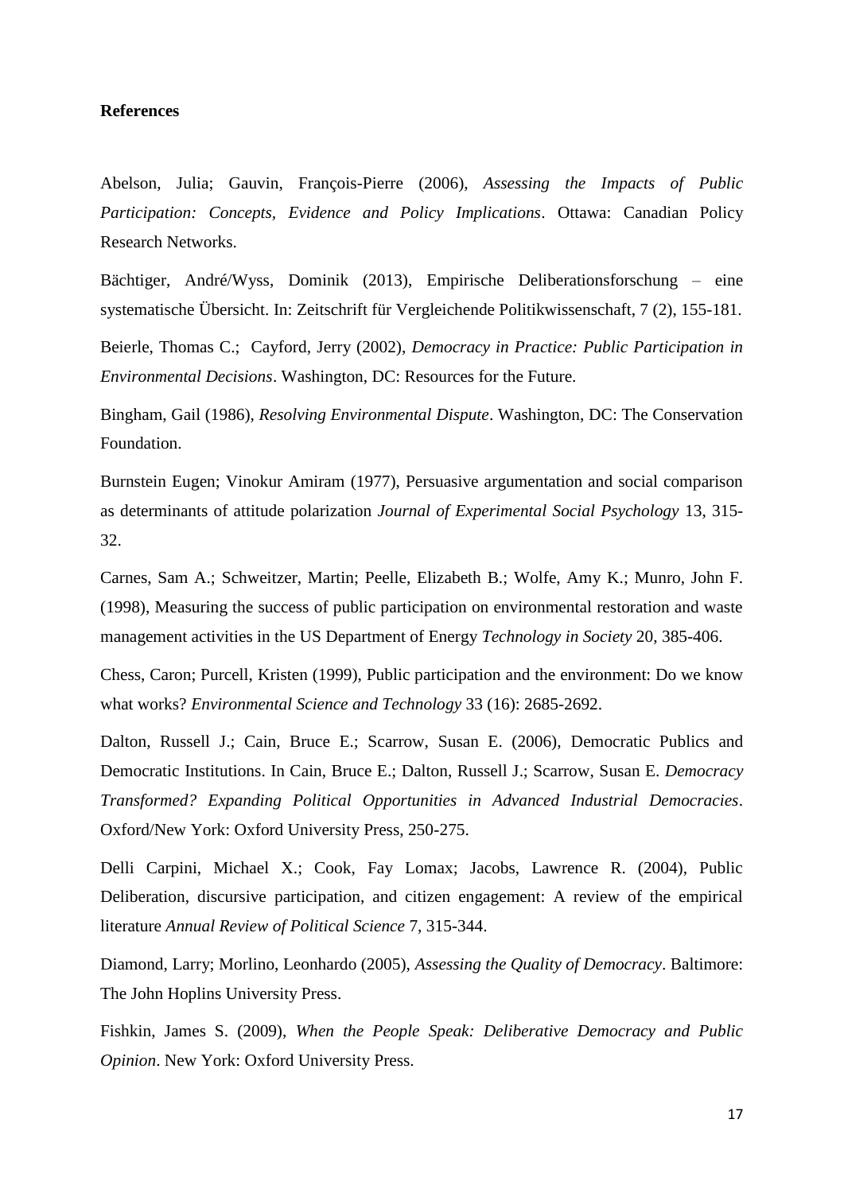**References**

Abelson, Julia; Gauvin, François-Pierre (2006), *Assessing the Impacts of Public Participation: Concepts, Evidence and Policy Implications*. Ottawa: Canadian Policy Research Networks.

Bächtiger, André/Wyss, Dominik (2013), Empirische Deliberationsforschung – eine systematische Übersicht. In: Zeitschrift für Vergleichende Politikwissenschaft, 7 (2), 155-181.

Beierle, Thomas C.; Cayford, Jerry (2002), *Democracy in Practice: Public Participation in Environmental Decisions*. Washington, DC: Resources for the Future.

Bingham, Gail (1986), *Resolving Environmental Dispute*. Washington, DC: The Conservation Foundation.

Burnstein Eugen; Vinokur Amiram (1977), Persuasive argumentation and social comparison as determinants of attitude polarization *Journal of Experimental Social Psychology* 13, 315-32.

Carnes, Sam A.; Schweitzer, Martin; Peelle, Elizabeth B.; Wolfe, Amy K.; Munro, John F. (1998), Measuring the success of public participation on environmental restoration and waste management activities in the US Department of Energy *Technology in Society* 20, 385-406.

Chess, Caron; Purcell, Kristen (1999), Public participation and the environment: Do we know what works? *Environmental Science and Technology* 33 (16): 2685-2692.

Dalton, Russell J.; Cain, Bruce E.; Scarrow, Susan E. (2006), Democratic Publics and Democratic Institutions. In Cain, Bruce E.; Dalton, Russell J.; Scarrow, Susan E. *Democracy Transformed? Expanding Political Opportunities in Advanced Industrial Democracies*. Oxford/New York: Oxford University Press, 250-275.

Delli Carpini, Michael X.; Cook, Fay Lomax; Jacobs, Lawrence R. (2004), Public Deliberation, discursive participation, and citizen engagement: A review of the empirical literature *Annual Review of Political Science* 7, 315-344.

Diamond, Larry; Morlino, Leonhardo (2005), *Assessing the Quality of Democracy*. Baltimore: The John Hoplins University Press.

Fishkin, James S. (2009), *When the People Speak: Deliberative Democracy and Public Opinion*. New York: Oxford University Press.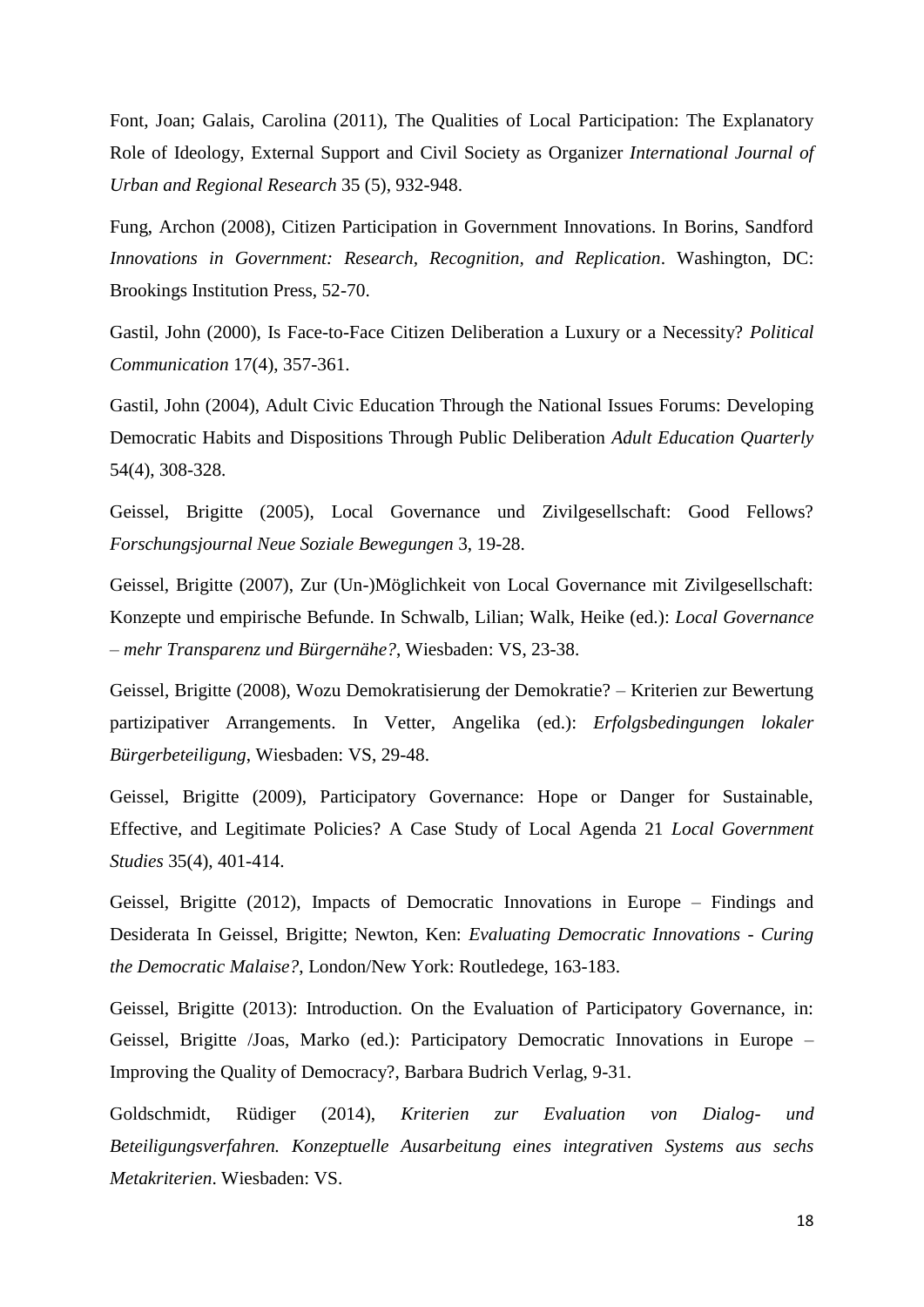Font, Joan; Galais, Carolina (2011), The Qualities of Local Participation: The Explanatory Role of Ideology, External Support and Civil Society as Organizer *International Journal of Urban and Regional Research* 35 (5), 932-948.

Fung, Archon (2008), Citizen Participation in Government Innovations. In Borins, Sandford *Innovations in Government: Research, Recognition, and Replication*. Washington, DC: Brookings Institution Press, 52-70.

Gastil, John (2000), Is Face-to-Face Citizen Deliberation a Luxury or a Necessity? *Political Communication* 17(4), 357-361.

Gastil, John (2004), Adult Civic Education Through the National Issues Forums: Developing Democratic Habits and Dispositions Through Public Deliberation *Adult Education Quarterly* 54(4), 308-328.

Geissel, Brigitte (2005), Local Governance und Zivilgesellschaft: Good Fellows? *Forschungsjournal Neue Soziale Bewegungen* 3, 19-28.

Geissel, Brigitte (2007), Zur (Un-)Möglichkeit von Local Governance mit Zivilgesellschaft: Konzepte und empirische Befunde. In Schwalb, Lilian; Walk, Heike (ed.): *Local Governance – mehr Transparenz und Bürgernähe?*, Wiesbaden: VS, 23-38.

Geissel, Brigitte (2008), Wozu Demokratisierung der Demokratie? – Kriterien zur Bewertung partizipativer Arrangements. In Vetter, Angelika (ed.): *Erfolgsbedingungen lokaler Bürgerbeteiligung*, Wiesbaden: VS, 29-48.

Geissel, Brigitte (2009), Participatory Governance: Hope or Danger for Sustainable, Effective, and Legitimate Policies? A Case Study of Local Agenda 21 *Local Government Studies* 35(4), 401-414.

Geissel, Brigitte (2012), Impacts of Democratic Innovations in Europe – Findings and Desiderata In Geissel, Brigitte; Newton, Ken: *Evaluating Democratic Innovations - Curing the Democratic Malaise?*, London/New York: Routledege, 163-183.

Geissel, Brigitte (2013): Introduction. On the Evaluation of Participatory Governance, in: Geissel, Brigitte /Joas, Marko (ed.): Participatory Democratic Innovations in Europe – Improving the Quality of Democracy?, Barbara Budrich Verlag, 9-31.

Goldschmidt, Rüdiger (2014), *Kriterien zur Evaluation von Dialog- und Beteiligungsverfahren. Konzeptuelle Ausarbeitung eines integrativen Systems aus sechs Metakriterien*. Wiesbaden: VS.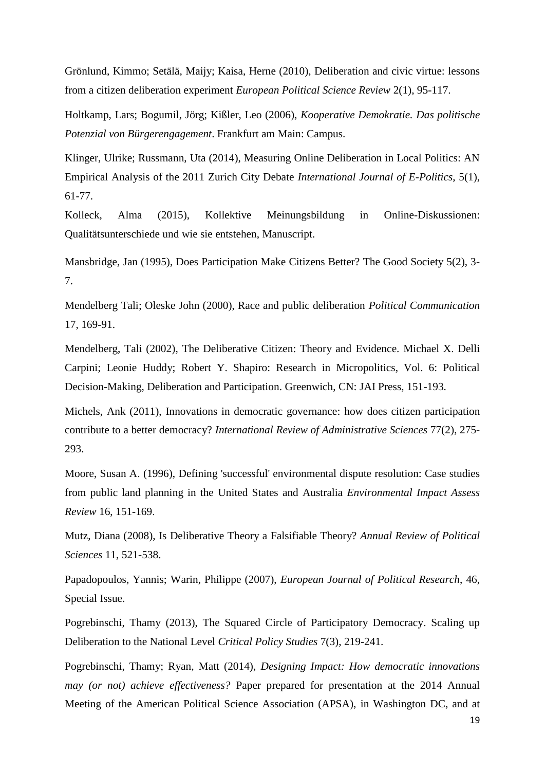Grönlund, Kimmo; Setälä, Maijy; Kaisa, Herne (2010), Deliberation and civic virtue: lessons from a citizen deliberation experiment *European Political Science Review* 2(1), 95-117.

Holtkamp, Lars; Bogumil, Jörg; Kißler, Leo (2006), *Kooperative Demokratie. Das politische Potenzial von Bürgerengagement*. Frankfurt am Main: Campus.

Klinger, Ulrike; Russmann, Uta (2014), Measuring Online Deliberation in Local Politics: AN Empirical Analysis of the 2011 Zurich City Debate *International Journal of E-Politics*, 5(1), 61-77.

Kolleck, Alma (2015), Kollektive Meinungsbildung in Online-Diskussionen: Qualitätsunterschiede und wie sie entstehen, Manuscript.

Mansbridge, Jan (1995), Does Participation Make Citizens Better? The Good Society 5(2), 3-7.

Mendelberg Tali; Oleske John (2000), Race and public deliberation *Political Communication* 17, 169-91.

Mendelberg, Tali (2002), The Deliberative Citizen: Theory and Evidence. Michael X. Delli Carpini; Leonie Huddy; Robert Y. Shapiro: Research in Micropolitics, Vol. 6: Political Decision-Making, Deliberation and Participation. Greenwich, CN: JAI Press, 151-193.

Michels, Ank (2011), Innovations in democratic governance: how does citizen participation contribute to a better democracy? *International Review of Administrative Sciences* 77(2), 275-293.

Moore, Susan A. (1996), Defining 'successful' environmental dispute resolution: Case studies from public land planning in the United States and Australia *Environmental Impact Assess Review* 16, 151-169.

Mutz, Diana (2008), Is Deliberative Theory a Falsifiable Theory? *Annual Review of Political Sciences* 11, 521-538.

Papadopoulos, Yannis; Warin, Philippe (2007), *European Journal of Political Research*, 46, Special Issue.

Pogrebinschi, Thamy (2013), The Squared Circle of Participatory Democracy. Scaling up Deliberation to the National Level *Critical Policy Studies* 7(3), 219-241.

Pogrebinschi, Thamy; Ryan, Matt (2014), *Designing Impact: How democratic innovations may (or not) achieve effectiveness?* Paper prepared for presentation at the 2014 Annual Meeting of the American Political Science Association (APSA), in Washington DC, and at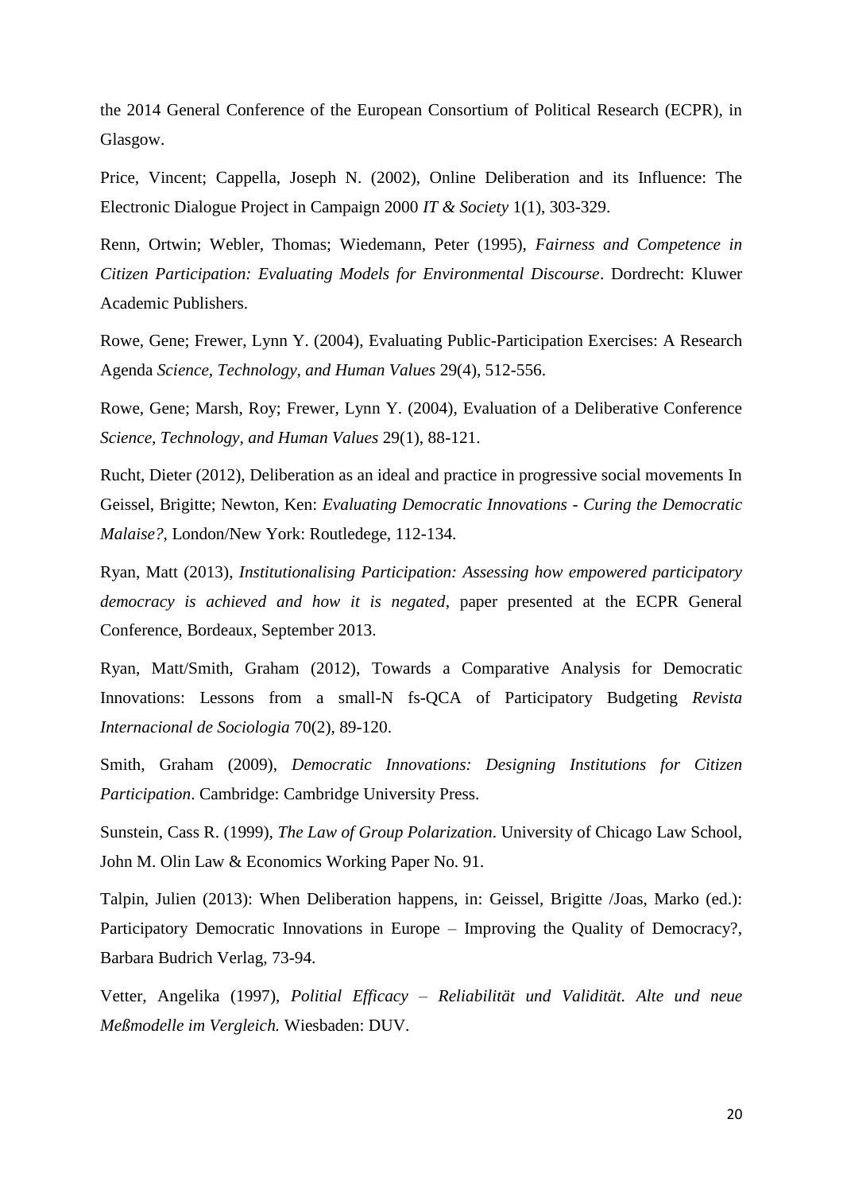the 2014 General Conference of the European Consortium of Political Research (ECPR), in Glasgow.

Price, Vincent; Cappella, Joseph N. (2002), Online Deliberation and its Influence: The Electronic Dialogue Project in Campaign 2000 *IT & Society* 1(1), 303-329.

Renn, Ortwin; Webler, Thomas; Wiedemann, Peter (1995), *Fairness and Competence in Citizen Participation: Evaluating Models for Environmental Discourse*. Dordrecht: Kluwer Academic Publishers.

Rowe, Gene; Frewer, Lynn Y. (2004), Evaluating Public-Participation Exercises: A Research Agenda *Science, Technology, and Human Values* 29(4), 512-556.

Rowe, Gene; Marsh, Roy; Frewer, Lynn Y. (2004), Evaluation of a Deliberative Conference *Science, Technology, and Human Values* 29(1), 88-121.

Rucht, Dieter (2012), Deliberation as an ideal and practice in progressive social movements In Geissel, Brigitte; Newton, Ken: *Evaluating Democratic Innovations - Curing the Democratic Malaise?*, London/New York: Routledege, 112-134.

Ryan, Matt (2013), *Institutionalising Participation: Assessing how empowered participatory democracy is achieved and how it is negated*, paper presented at the ECPR General Conference, Bordeaux, September 2013.

Ryan, Matt/Smith, Graham (2012), Towards a Comparative Analysis for Democratic Innovations: Lessons from a small-N fs-QCA of Participatory Budgeting *Revista Internacional de Sociologia* 70(2), 89-120.

Smith, Graham (2009), *Democratic Innovations: Designing Institutions for Citizen Participation*. Cambridge: Cambridge University Press.

Sunstein, Cass R. (1999), *The Law of Group Polarization*. University of Chicago Law School, John M. Olin Law & Economics Working Paper No. 91.

Talpin, Julien (2013): When Deliberation happens, in: Geissel, Brigitte /Joas, Marko (ed.): Participatory Democratic Innovations in Europe – Improving the Quality of Democracy?, Barbara Budrich Verlag, 73-94.

Vetter, Angelika (1997), *Politial Efficacy – Reliabilität und Validität. Alte und neue Meßmodelle im Vergleich.* Wiesbaden: DUV.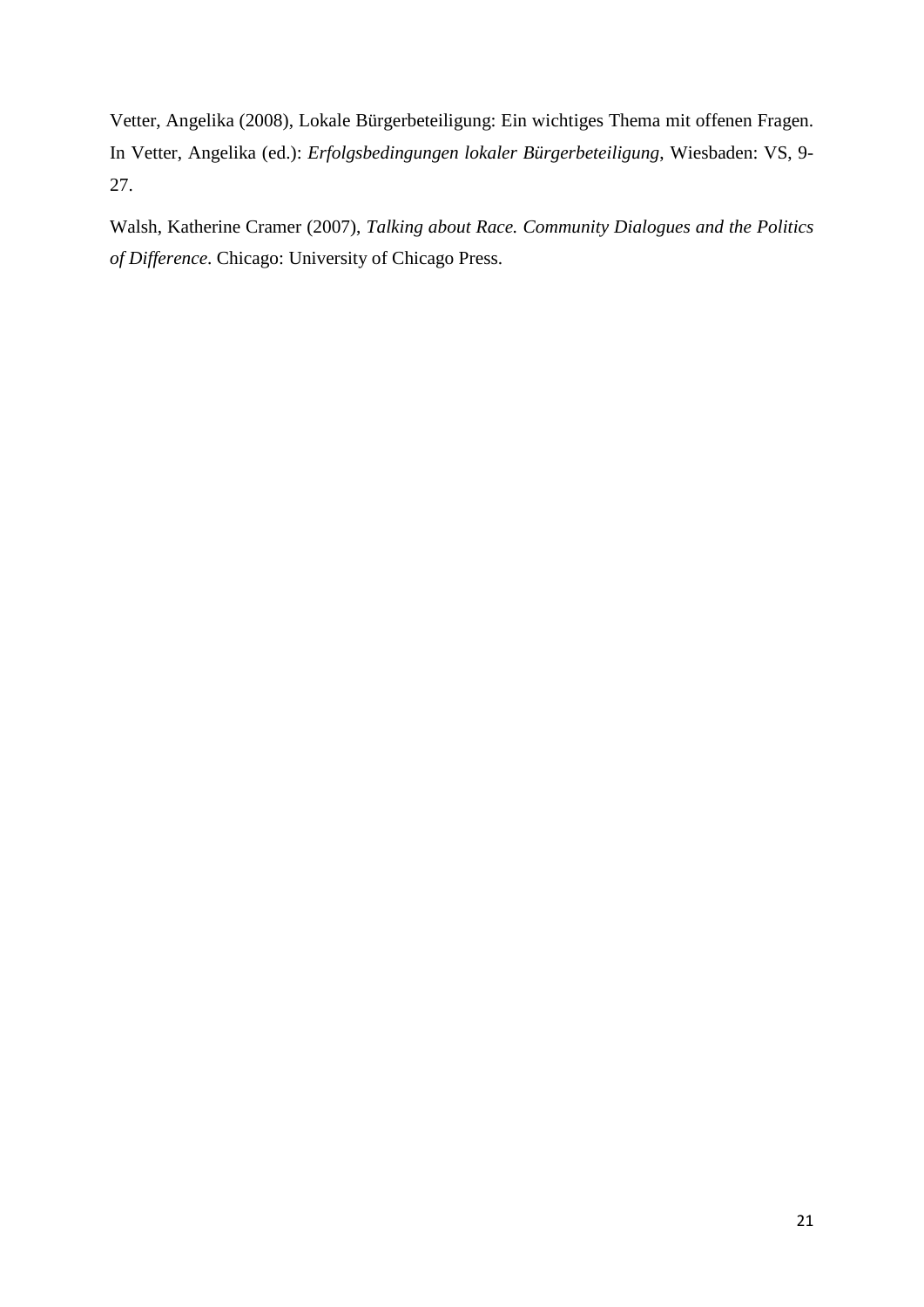Vetter, Angelika (2008), Lokale Bürgerbeteiligung: Ein wichtiges Thema mit offenen Fragen. In Vetter, Angelika (ed.): *Erfolgsbedingungen lokaler Bürgerbeteiligung*, Wiesbaden: VS, 9-27.

Walsh, Katherine Cramer (2007), *Talking about Race. Community Dialogues and the Politics of Difference*. Chicago: University of Chicago Press.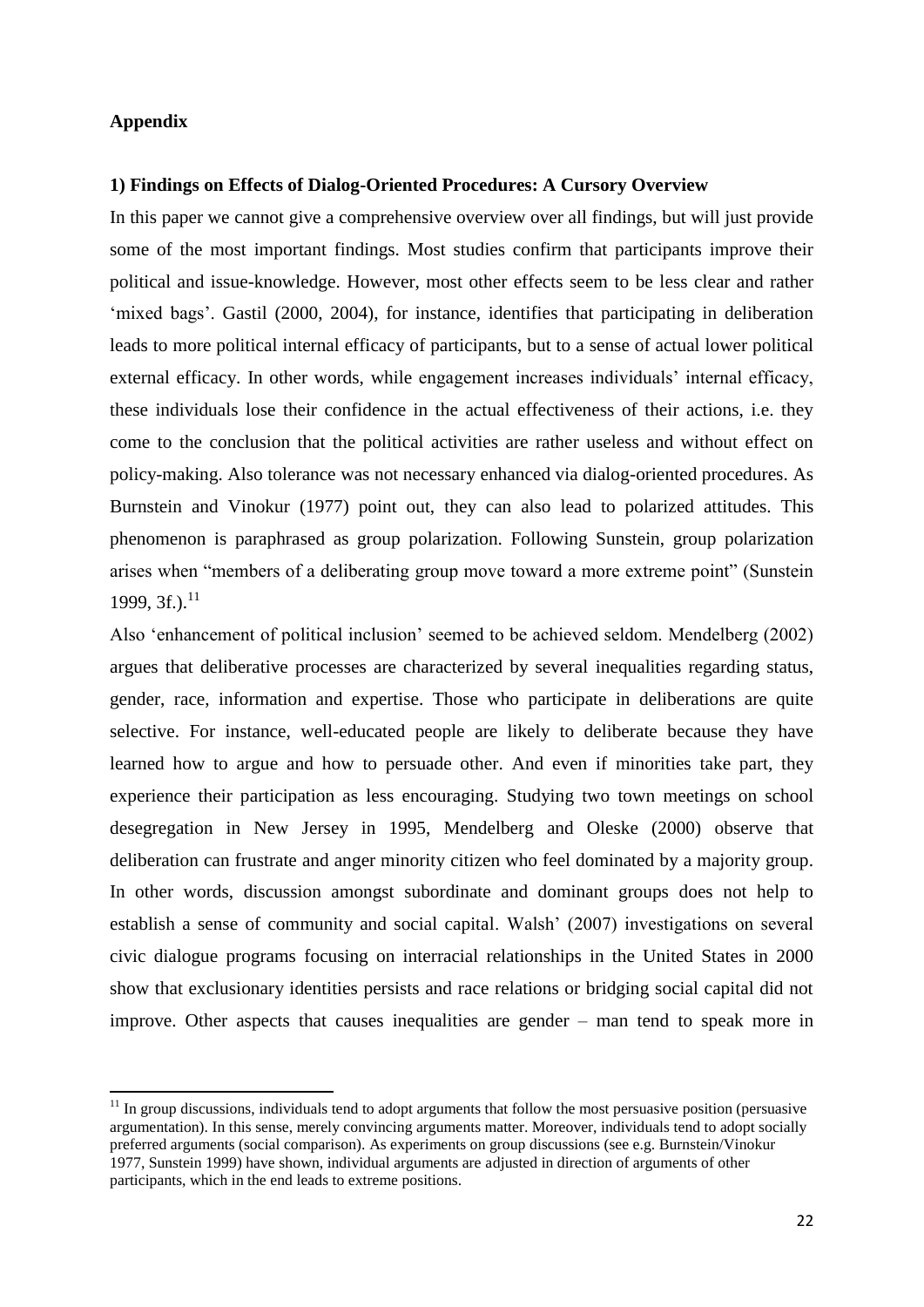## Appendix

### 1) Findings on Effects of Dialog-Oriented Procedures: A Cursory Overview

In this paper we cannot give a comprehensive overview over all findings, but will just provide some of the most important findings. Most studies confirm that participants improve their political and issue-knowledge. However, most other effects seem to be less clear and rather 'mixed bags'. Gastil (2000, 2004), for instance, identifies that participating in deliberation leads to more political internal efficacy of participants, but to a sense of actual lower political external efficacy. In other words, while engagement increases individuals' internal efficacy, these individuals lose their confidence in the actual effectiveness of their actions, i.e. they come to the conclusion that the political activities are rather useless and without effect on policy-making. Also tolerance was not necessary enhanced via dialog-oriented procedures. As Burnstein and Vinokur (1977) point out, they can also lead to polarized attitudes. This phenomenon is paraphrased as group polarization. Following Sunstein, group polarization arises when "members of a deliberating group move toward a more extreme point" (Sunstein 1999, 3f.).[11]

Also 'enhancement of political inclusion' seemed to be achieved seldom. Mendelberg (2002) argues that deliberative processes are characterized by several inequalities regarding status, gender, race, information and expertise. Those who participate in deliberations are quite selective. For instance, well-educated people are likely to deliberate because they have learned how to argue and how to persuade other. And even if minorities take part, they experience their participation as less encouraging. Studying two town meetings on school desegregation in New Jersey in 1995, Mendelberg and Oleske (2000) observe that deliberation can frustrate and anger minority citizen who feel dominated by a majority group. In other words, discussion amongst subordinate and dominant groups does not help to establish a sense of community and social capital. Walsh' (2007) investigations on several civic dialogue programs focusing on interracial relationships in the United States in 2000 show that exclusionary identities persists and race relations or bridging social capital did not improve. Other aspects that causes inequalities are gender – man tend to speak more in

[11] In group discussions, individuals tend to adopt arguments that follow the most persuasive position (persuasive argumentation). In this sense, merely convincing arguments matter. Moreover, individuals tend to adopt socially preferred arguments (social comparison). As experiments on group discussions (see e.g. Burnstein/Vinokur 1977, Sunstein 1999) have shown, individual arguments are adjusted in direction of arguments of other participants, which in the end leads to extreme positions.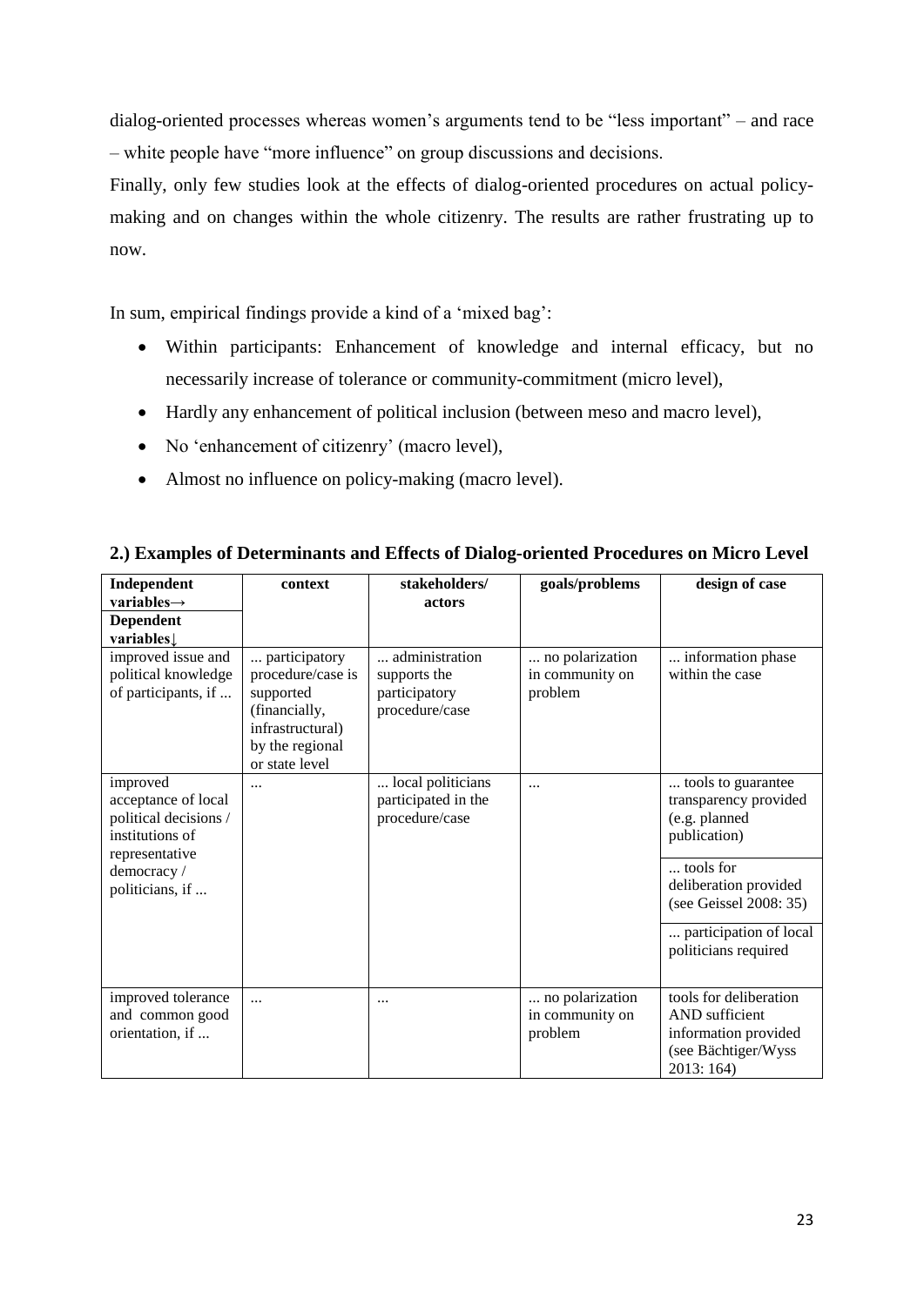dialog-oriented processes whereas women's arguments tend to be "less important" – and race – white people have "more influence" on group discussions and decisions.

Finally, only few studies look at the effects of dialog-oriented procedures on actual policy-making and on changes within the whole citizenry. The results are rather frustrating up to now.

In sum, empirical findings provide a kind of a 'mixed bag':

- Within participants: Enhancement of knowledge and internal efficacy, but no necessarily increase of tolerance or community-commitment (micro level),
- Hardly any enhancement of political inclusion (between meso and macro level),
- No 'enhancement of citizenry' (macro level),
- Almost no influence on policy-making (macro level).

**2.) Examples of Determinants and Effects of Dialog-oriented Procedures on Micro Level**

| **Independent variables→** **Dependent variables↓** | **context** | **stakeholders/ actors** | **goals/problems** | **design of case** |
|---|---|---|---|---|
| improved issue and political knowledge of participants, if ... | ... participatory procedure/case is supported (financially, infrastructural) by the regional or state level | ... administration supports the participatory procedure/case | ... no polarization in community on problem | ... information phase within the case |
| improved acceptance of local political decisions / institutions of representative democracy / politicians, if ... | ... | ... local politicians participated in the procedure/case | ... | ... tools to guarantee transparency provided (e.g. planned publication) |
| | | | | ... tools for deliberation provided (see Geissel 2008: 35) |
| | | | | ... participation of local politicians required |
| improved tolerance and common good orientation, if ... | ... | ... | ... no polarization in community on problem | tools for deliberation AND sufficient information provided (see Bächtiger/Wyss 2013: 164) |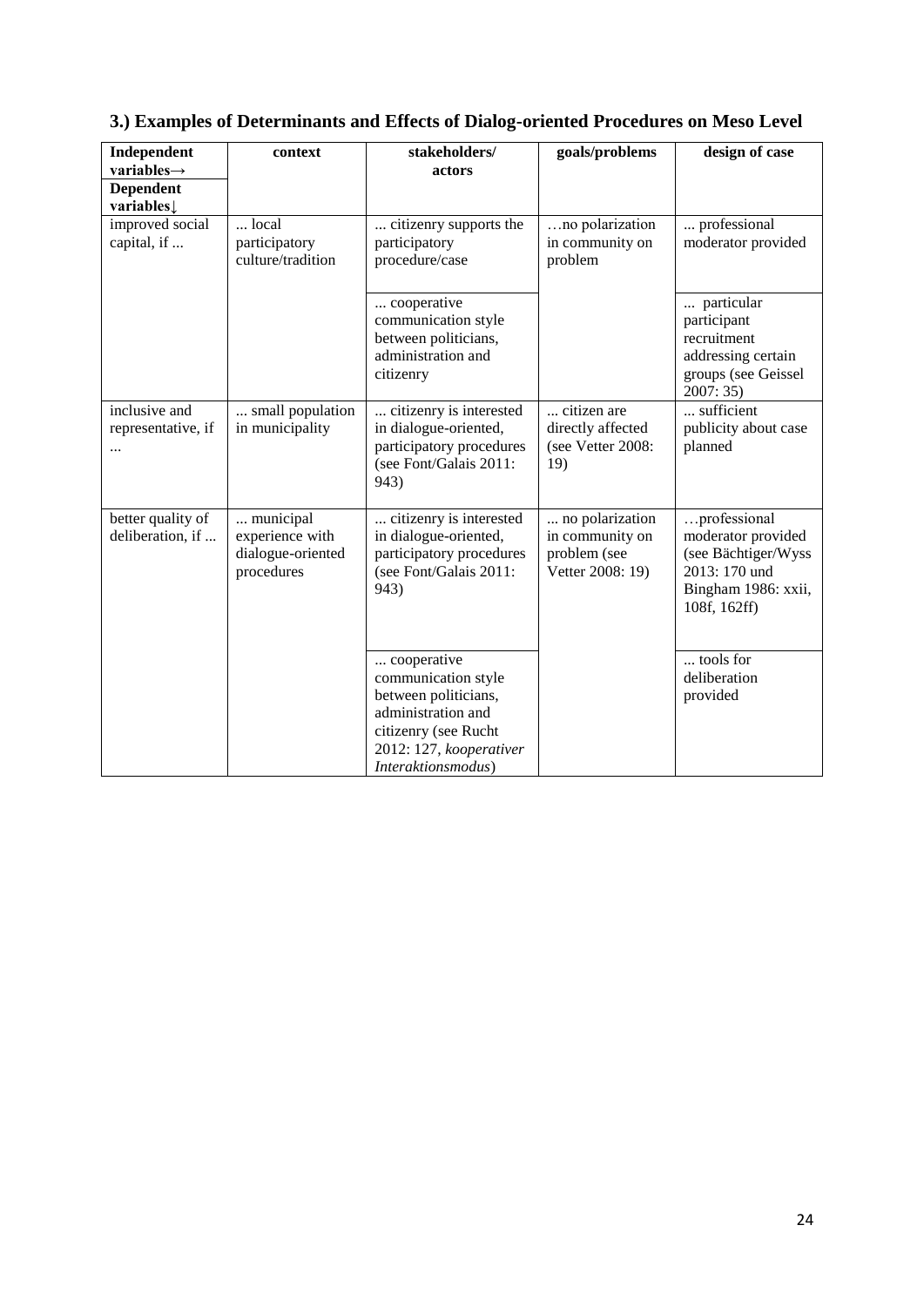### 3.) Examples of Determinants and Effects of Dialog-oriented Procedures on Meso Level

| **Independent variables→** **Dependent variables↓** | **context** | **stakeholders/ actors** | **goals/problems** | **design of case** |
|---|---|---|---|---|
| improved social capital, if ... | ... local participatory culture/tradition | ... citizenry supports the participatory procedure/case | …no polarization in community on problem | ... professional moderator provided |
| | | ... cooperative communication style between politicians, administration and citizenry | | ... particular participant recruitment addressing certain groups (see Geissel 2007: 35) |
| inclusive and representative, if ... | ... small population in municipality | ... citizenry is interested in dialogue-oriented, participatory procedures (see Font/Galais 2011: 943) | ... citizen are directly affected (see Vetter 2008: 19) | ... sufficient publicity about case planned |
| better quality of deliberation, if ... | ... municipal experience with dialogue-oriented procedures | ... citizenry is interested in dialogue-oriented, participatory procedures (see Font/Galais 2011: 943) | ... no polarization in community on problem (see Vetter 2008: 19) | …professional moderator provided (see Bächtiger/Wyss 2013: 170 und Bingham 1986: xxii, 108f, 162ff) |
| | | ... cooperative communication style between politicians, administration and citizenry (see Rucht 2012: 127, *kooperativer Interaktionsmodus*) | | ... tools for deliberation provided |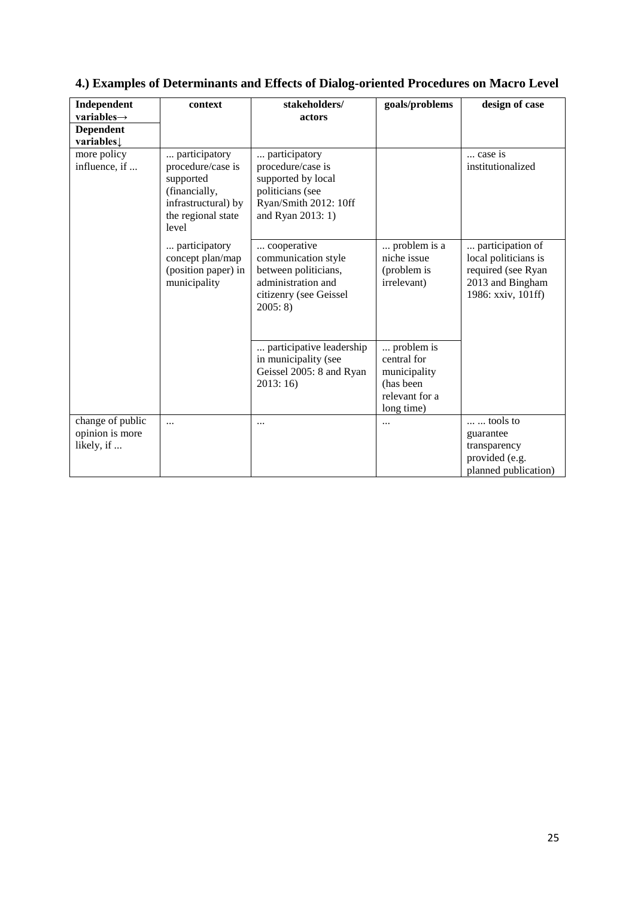## 4.) Examples of Determinants and Effects of Dialog-oriented Procedures on Macro Level

| **Independent variables→**<br>**Dependent variables↓** | **context** | **stakeholders/ actors** | **goals/problems** | **design of case** |
|---|---|---|---|---|
| more policy influence, if ... | ... participatory procedure/case is supported (financially, infrastructural) by the regional state level | ... participatory procedure/case is supported by local politicians (see Ryan/Smith 2012: 10ff and Ryan 2013: 1) | | ... case is institutionalized |
| | ... participatory concept plan/map (position paper) in municipality | ... cooperative communication style between politicians, administration and citizenry (see Geissel 2005: 8) | ... problem is a niche issue (problem is irrelevant) | ... participation of local politicians is required (see Ryan 2013 and Bingham 1986: xxiv, 101ff) |
| | | ... participative leadership in municipality (see Geissel 2005: 8 and Ryan 2013: 16) | ... problem is central for municipality (has been relevant for a long time) | |
| change of public opinion is more likely, if ... | ... | ... | ... | ... ... tools to guarantee transparency provided (e.g. planned publication) |